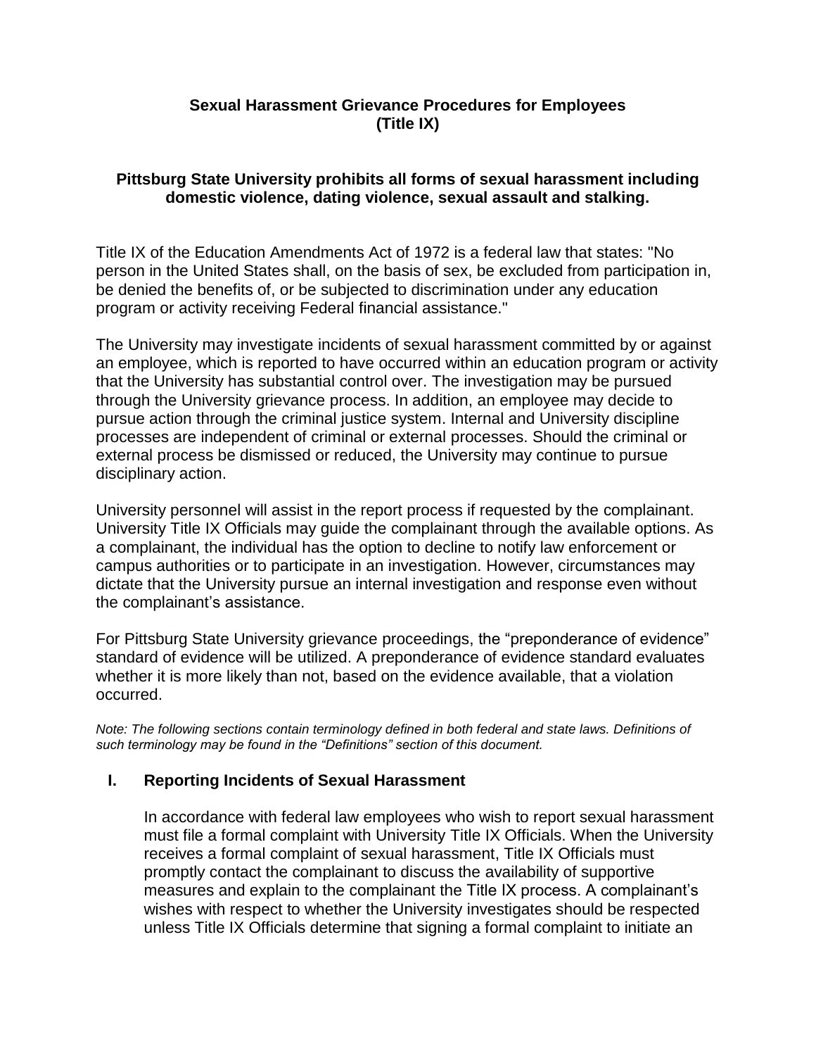# Sexual Harassment Grievance Procedures for Employees (Title IX)

## Pittsburg State University prohibits all forms of sexual harassment including domestic violence, dating violence, sexual assault and stalking.

Title IX of the Education Amendments Act of 1972 is a federal law that states: "No person in the United States shall, on the basis of sex, be excluded from participation in, be denied the benefits of, or be subjected to discrimination under any education program or activity receiving Federal financial assistance."

The University may investigate incidents of sexual harassment committed by or against an employee, which is reported to have occurred within an education program or activity that the University has substantial control over. The investigation may be pursued through the University grievance process. In addition, an employee may decide to pursue action through the criminal justice system. Internal and University discipline processes are independent of criminal or external processes. Should the criminal or external process be dismissed or reduced, the University may continue to pursue disciplinary action.

University personnel will assist in the report process if requested by the complainant. University Title IX Officials may guide the complainant through the available options. As a complainant, the individual has the option to decline to notify law enforcement or campus authorities or to participate in an investigation. However, circumstances may dictate that the University pursue an internal investigation and response even without the complainant's assistance.

For Pittsburg State University grievance proceedings, the "preponderance of evidence" standard of evidence will be utilized. A preponderance of evidence standard evaluates whether it is more likely than not, based on the evidence available, that a violation occurred.

*Note: The following sections contain terminology defined in both federal and state laws. Definitions of such terminology may be found in the "Definitions" section of this document.*

### I. Reporting Incidents of Sexual Harassment

In accordance with federal law employees who wish to report sexual harassment must file a formal complaint with University Title IX Officials. When the University receives a formal complaint of sexual harassment, Title IX Officials must promptly contact the complainant to discuss the availability of supportive measures and explain to the complainant the Title IX process. A complainant's wishes with respect to whether the University investigates should be respected unless Title IX Officials determine that signing a formal complaint to initiate an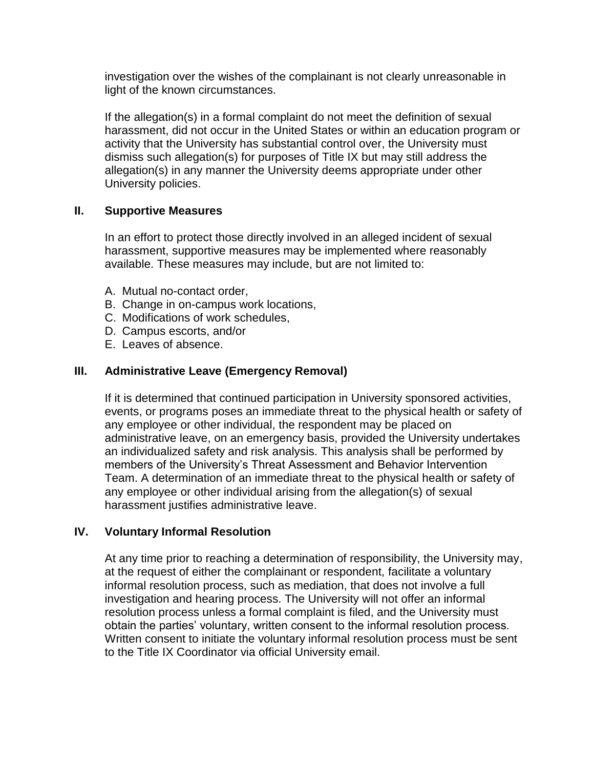investigation over the wishes of the complainant is not clearly unreasonable in light of the known circumstances.

If the allegation(s) in a formal complaint do not meet the definition of sexual harassment, did not occur in the United States or within an education program or activity that the University has substantial control over, the University must dismiss such allegation(s) for purposes of Title IX but may still address the allegation(s) in any manner the University deems appropriate under other University policies.

## II. Supportive Measures

In an effort to protect those directly involved in an alleged incident of sexual harassment, supportive measures may be implemented where reasonably available. These measures may include, but are not limited to:

A. Mutual no-contact order,
B. Change in on-campus work locations,
C. Modifications of work schedules,
D. Campus escorts, and/or
E. Leaves of absence.

## III. Administrative Leave (Emergency Removal)

If it is determined that continued participation in University sponsored activities, events, or programs poses an immediate threat to the physical health or safety of any employee or other individual, the respondent may be placed on administrative leave, on an emergency basis, provided the University undertakes an individualized safety and risk analysis. This analysis shall be performed by members of the University's Threat Assessment and Behavior Intervention Team. A determination of an immediate threat to the physical health or safety of any employee or other individual arising from the allegation(s) of sexual harassment justifies administrative leave.

## IV. Voluntary Informal Resolution

At any time prior to reaching a determination of responsibility, the University may, at the request of either the complainant or respondent, facilitate a voluntary informal resolution process, such as mediation, that does not involve a full investigation and hearing process. The University will not offer an informal resolution process unless a formal complaint is filed, and the University must obtain the parties' voluntary, written consent to the informal resolution process. Written consent to initiate the voluntary informal resolution process must be sent to the Title IX Coordinator via official University email.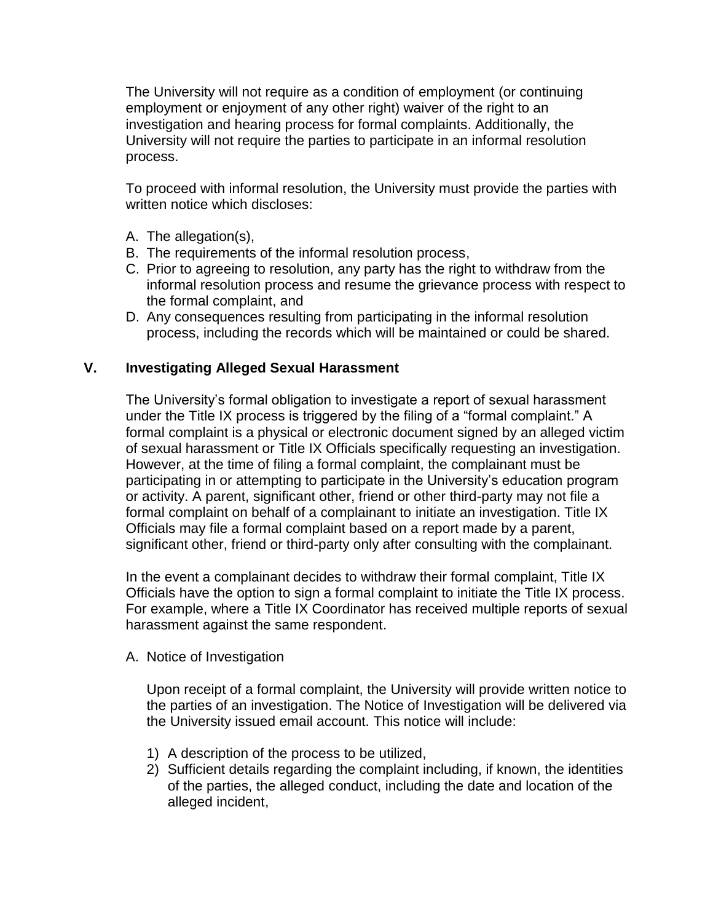The University will not require as a condition of employment (or continuing employment or enjoyment of any other right) waiver of the right to an investigation and hearing process for formal complaints. Additionally, the University will not require the parties to participate in an informal resolution process.

To proceed with informal resolution, the University must provide the parties with written notice which discloses:

A. The allegation(s),
B. The requirements of the informal resolution process,
C. Prior to agreeing to resolution, any party has the right to withdraw from the informal resolution process and resume the grievance process with respect to the formal complaint, and
D. Any consequences resulting from participating in the informal resolution process, including the records which will be maintained or could be shared.

## V. Investigating Alleged Sexual Harassment

The University's formal obligation to investigate a report of sexual harassment under the Title IX process is triggered by the filing of a "formal complaint." A formal complaint is a physical or electronic document signed by an alleged victim of sexual harassment or Title IX Officials specifically requesting an investigation. However, at the time of filing a formal complaint, the complainant must be participating in or attempting to participate in the University's education program or activity. A parent, significant other, friend or other third-party may not file a formal complaint on behalf of a complainant to initiate an investigation. Title IX Officials may file a formal complaint based on a report made by a parent, significant other, friend or third-party only after consulting with the complainant.

In the event a complainant decides to withdraw their formal complaint, Title IX Officials have the option to sign a formal complaint to initiate the Title IX process. For example, where a Title IX Coordinator has received multiple reports of sexual harassment against the same respondent.

A. Notice of Investigation

Upon receipt of a formal complaint, the University will provide written notice to the parties of an investigation. The Notice of Investigation will be delivered via the University issued email account. This notice will include:

1) A description of the process to be utilized,
2) Sufficient details regarding the complaint including, if known, the identities of the parties, the alleged conduct, including the date and location of the alleged incident,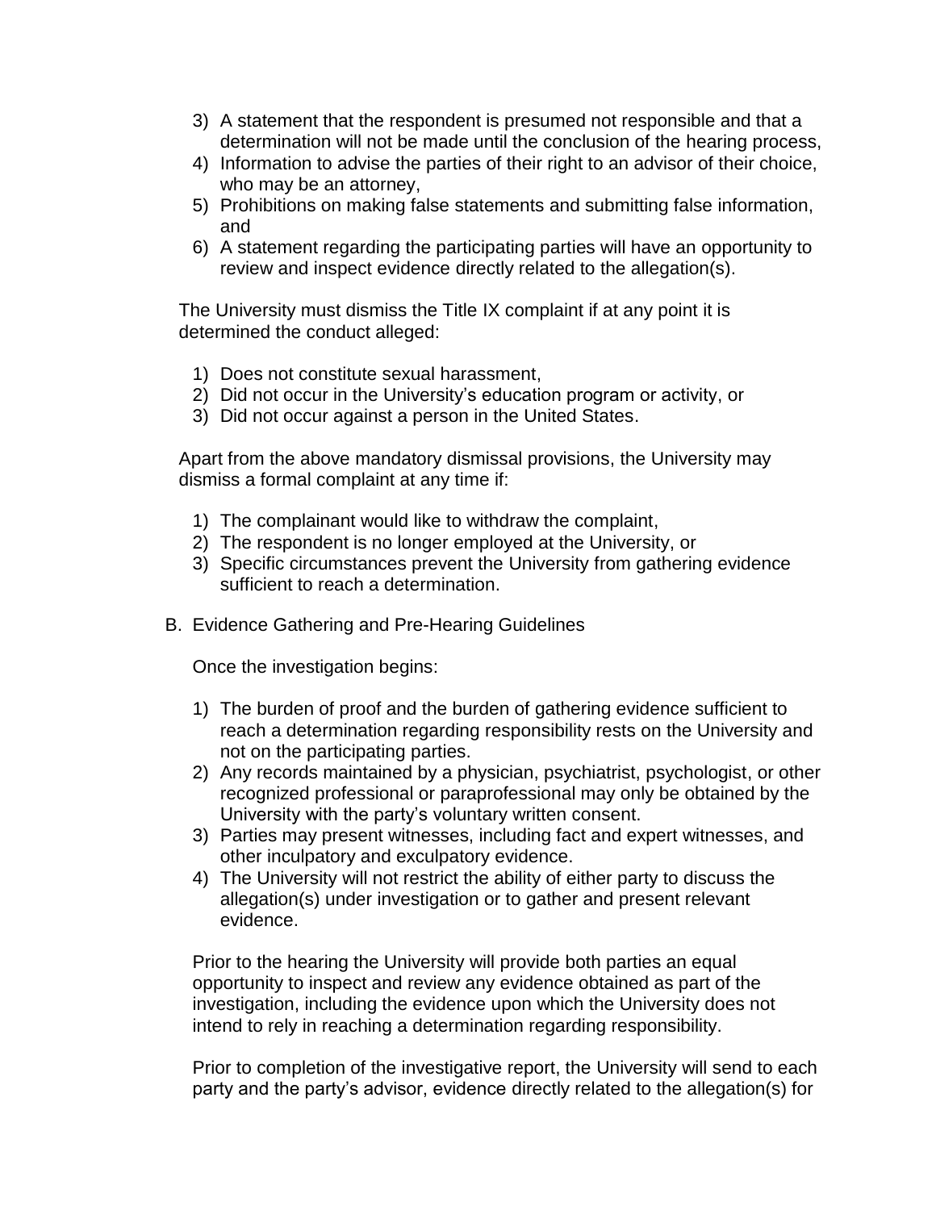3) A statement that the respondent is presumed not responsible and that a determination will not be made until the conclusion of the hearing process,
4) Information to advise the parties of their right to an advisor of their choice, who may be an attorney,
5) Prohibitions on making false statements and submitting false information, and
6) A statement regarding the participating parties will have an opportunity to review and inspect evidence directly related to the allegation(s).

The University must dismiss the Title IX complaint if at any point it is determined the conduct alleged:

1) Does not constitute sexual harassment,
2) Did not occur in the University's education program or activity, or
3) Did not occur against a person in the United States.

Apart from the above mandatory dismissal provisions, the University may dismiss a formal complaint at any time if:

1) The complainant would like to withdraw the complaint,
2) The respondent is no longer employed at the University, or
3) Specific circumstances prevent the University from gathering evidence sufficient to reach a determination.

B. Evidence Gathering and Pre-Hearing Guidelines

Once the investigation begins:

1) The burden of proof and the burden of gathering evidence sufficient to reach a determination regarding responsibility rests on the University and not on the participating parties.
2) Any records maintained by a physician, psychiatrist, psychologist, or other recognized professional or paraprofessional may only be obtained by the University with the party's voluntary written consent.
3) Parties may present witnesses, including fact and expert witnesses, and other inculpatory and exculpatory evidence.
4) The University will not restrict the ability of either party to discuss the allegation(s) under investigation or to gather and present relevant evidence.

Prior to the hearing the University will provide both parties an equal opportunity to inspect and review any evidence obtained as part of the investigation, including the evidence upon which the University does not intend to rely in reaching a determination regarding responsibility.

Prior to completion of the investigative report, the University will send to each party and the party's advisor, evidence directly related to the allegation(s) for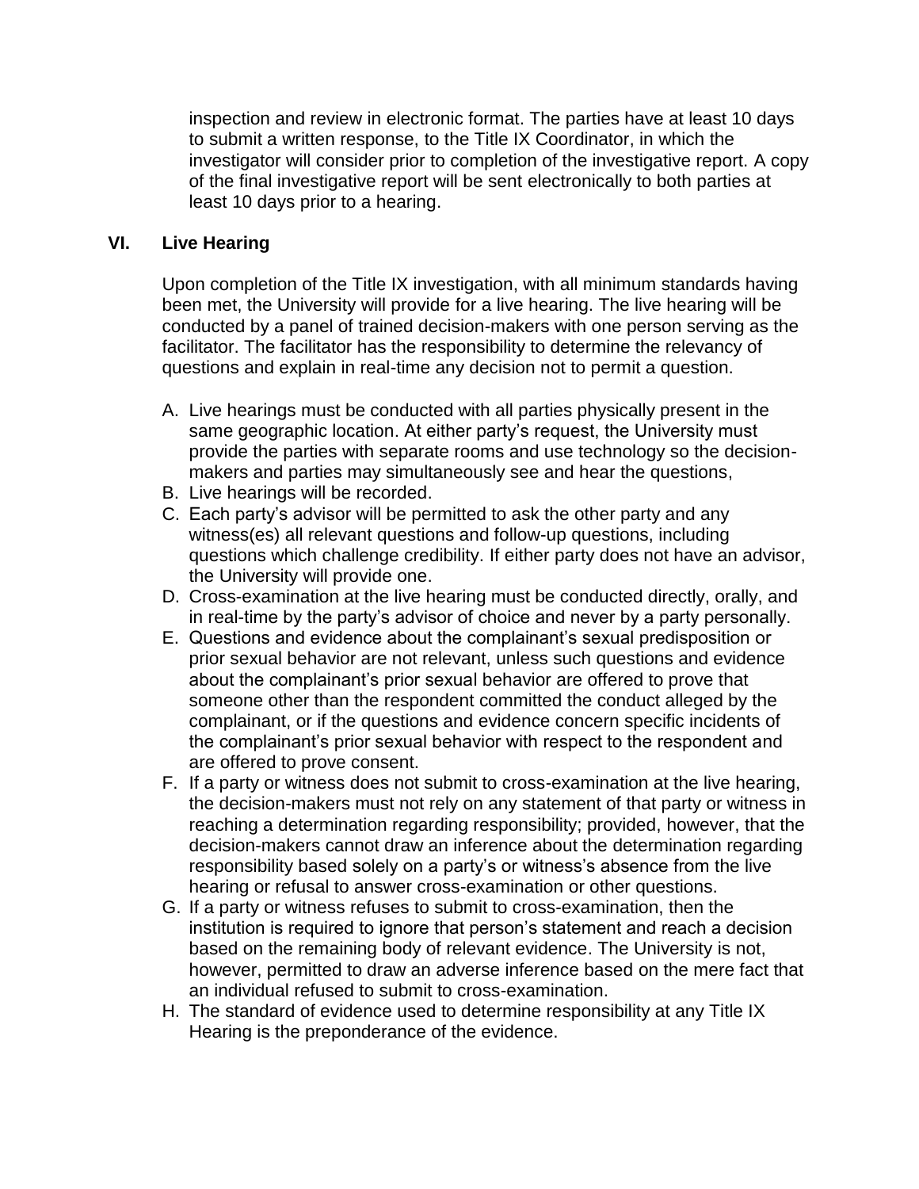inspection and review in electronic format. The parties have at least 10 days to submit a written response, to the Title IX Coordinator, in which the investigator will consider prior to completion of the investigative report. A copy of the final investigative report will be sent electronically to both parties at least 10 days prior to a hearing.

## VI. Live Hearing

Upon completion of the Title IX investigation, with all minimum standards having been met, the University will provide for a live hearing. The live hearing will be conducted by a panel of trained decision-makers with one person serving as the facilitator. The facilitator has the responsibility to determine the relevancy of questions and explain in real-time any decision not to permit a question.

A. Live hearings must be conducted with all parties physically present in the same geographic location. At either party's request, the University must provide the parties with separate rooms and use technology so the decision-makers and parties may simultaneously see and hear the questions,
B. Live hearings will be recorded.
C. Each party's advisor will be permitted to ask the other party and any witness(es) all relevant questions and follow-up questions, including questions which challenge credibility. If either party does not have an advisor, the University will provide one.
D. Cross-examination at the live hearing must be conducted directly, orally, and in real-time by the party's advisor of choice and never by a party personally.
E. Questions and evidence about the complainant's sexual predisposition or prior sexual behavior are not relevant, unless such questions and evidence about the complainant's prior sexual behavior are offered to prove that someone other than the respondent committed the conduct alleged by the complainant, or if the questions and evidence concern specific incidents of the complainant's prior sexual behavior with respect to the respondent and are offered to prove consent.
F. If a party or witness does not submit to cross-examination at the live hearing, the decision-makers must not rely on any statement of that party or witness in reaching a determination regarding responsibility; provided, however, that the decision-makers cannot draw an inference about the determination regarding responsibility based solely on a party's or witness's absence from the live hearing or refusal to answer cross-examination or other questions.
G. If a party or witness refuses to submit to cross-examination, then the institution is required to ignore that person's statement and reach a decision based on the remaining body of relevant evidence. The University is not, however, permitted to draw an adverse inference based on the mere fact that an individual refused to submit to cross-examination.
H. The standard of evidence used to determine responsibility at any Title IX Hearing is the preponderance of the evidence.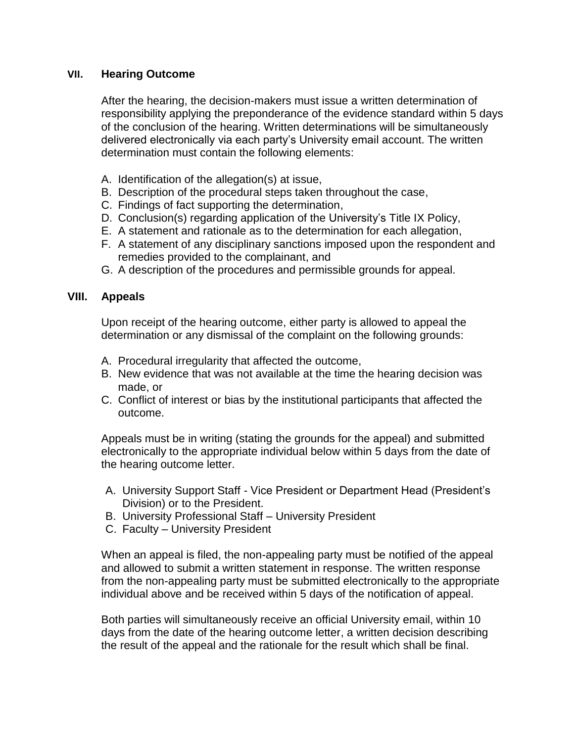## VII. Hearing Outcome

After the hearing, the decision-makers must issue a written determination of responsibility applying the preponderance of the evidence standard within 5 days of the conclusion of the hearing. Written determinations will be simultaneously delivered electronically via each party's University email account. The written determination must contain the following elements:

A. Identification of the allegation(s) at issue,
B. Description of the procedural steps taken throughout the case,
C. Findings of fact supporting the determination,
D. Conclusion(s) regarding application of the University's Title IX Policy,
E. A statement and rationale as to the determination for each allegation,
F. A statement of any disciplinary sanctions imposed upon the respondent and remedies provided to the complainant, and
G. A description of the procedures and permissible grounds for appeal.

## VIII. Appeals

Upon receipt of the hearing outcome, either party is allowed to appeal the determination or any dismissal of the complaint on the following grounds:

A. Procedural irregularity that affected the outcome,
B. New evidence that was not available at the time the hearing decision was made, or
C. Conflict of interest or bias by the institutional participants that affected the outcome.

Appeals must be in writing (stating the grounds for the appeal) and submitted electronically to the appropriate individual below within 5 days from the date of the hearing outcome letter.

A. University Support Staff - Vice President or Department Head (President's Division) or to the President.
B. University Professional Staff – University President
C. Faculty – University President

When an appeal is filed, the non-appealing party must be notified of the appeal and allowed to submit a written statement in response. The written response from the non-appealing party must be submitted electronically to the appropriate individual above and be received within 5 days of the notification of appeal.

Both parties will simultaneously receive an official University email, within 10 days from the date of the hearing outcome letter, a written decision describing the result of the appeal and the rationale for the result which shall be final.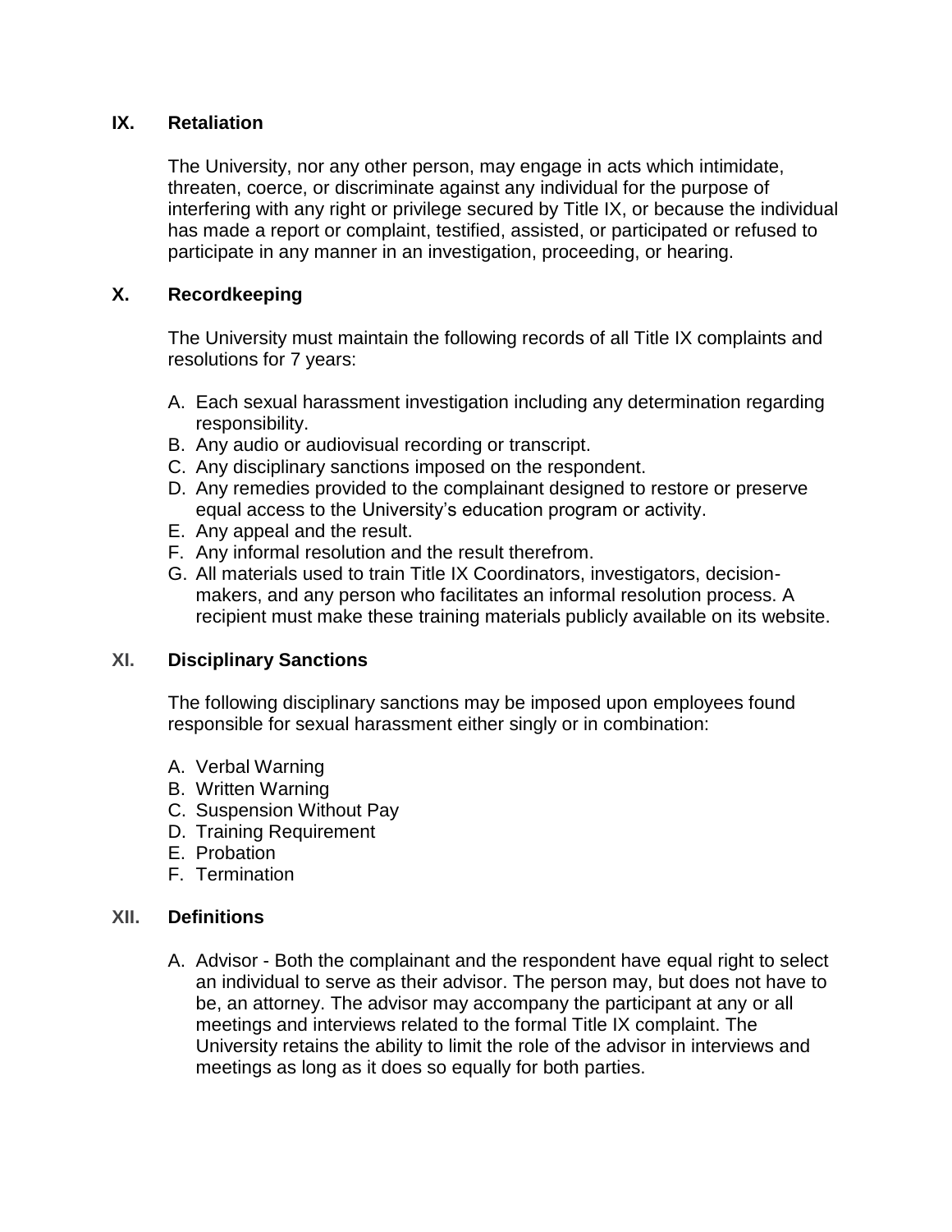## IX. Retaliation

The University, nor any other person, may engage in acts which intimidate, threaten, coerce, or discriminate against any individual for the purpose of interfering with any right or privilege secured by Title IX, or because the individual has made a report or complaint, testified, assisted, or participated or refused to participate in any manner in an investigation, proceeding, or hearing.

## X. Recordkeeping

The University must maintain the following records of all Title IX complaints and resolutions for 7 years:

A. Each sexual harassment investigation including any determination regarding responsibility.
B. Any audio or audiovisual recording or transcript.
C. Any disciplinary sanctions imposed on the respondent.
D. Any remedies provided to the complainant designed to restore or preserve equal access to the University's education program or activity.
E. Any appeal and the result.
F. Any informal resolution and the result therefrom.
G. All materials used to train Title IX Coordinators, investigators, decision-makers, and any person who facilitates an informal resolution process. A recipient must make these training materials publicly available on its website.

## XI. Disciplinary Sanctions

The following disciplinary sanctions may be imposed upon employees found responsible for sexual harassment either singly or in combination:

A. Verbal Warning
B. Written Warning
C. Suspension Without Pay
D. Training Requirement
E. Probation
F. Termination

## XII. Definitions

A. Advisor - Both the complainant and the respondent have equal right to select an individual to serve as their advisor. The person may, but does not have to be, an attorney. The advisor may accompany the participant at any or all meetings and interviews related to the formal Title IX complaint. The University retains the ability to limit the role of the advisor in interviews and meetings as long as it does so equally for both parties.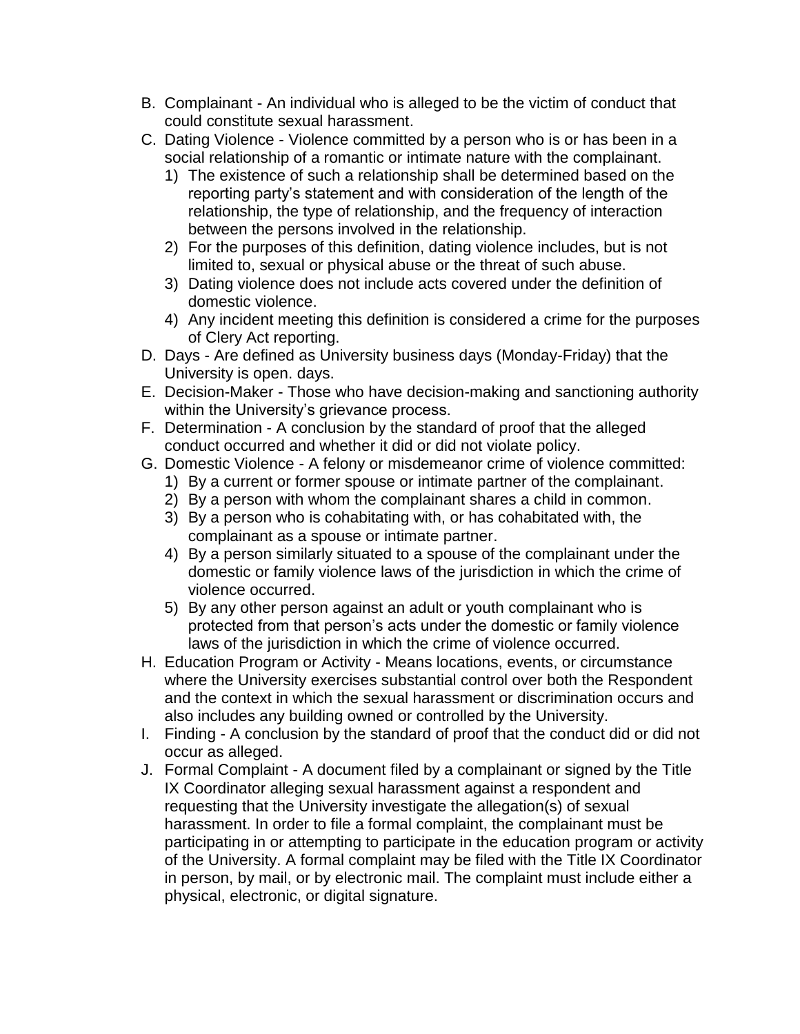B. Complainant - An individual who is alleged to be the victim of conduct that could constitute sexual harassment.

C. Dating Violence - Violence committed by a person who is or has been in a social relationship of a romantic or intimate nature with the complainant.
   1) The existence of such a relationship shall be determined based on the reporting party's statement and with consideration of the length of the relationship, the type of relationship, and the frequency of interaction between the persons involved in the relationship.
   2) For the purposes of this definition, dating violence includes, but is not limited to, sexual or physical abuse or the threat of such abuse.
   3) Dating violence does not include acts covered under the definition of domestic violence.
   4) Any incident meeting this definition is considered a crime for the purposes of Clery Act reporting.

D. Days - Are defined as University business days (Monday-Friday) that the University is open. days.

E. Decision-Maker - Those who have decision-making and sanctioning authority within the University's grievance process.

F. Determination - A conclusion by the standard of proof that the alleged conduct occurred and whether it did or did not violate policy.

G. Domestic Violence - A felony or misdemeanor crime of violence committed:
   1) By a current or former spouse or intimate partner of the complainant.
   2) By a person with whom the complainant shares a child in common.
   3) By a person who is cohabitating with, or has cohabitated with, the complainant as a spouse or intimate partner.
   4) By a person similarly situated to a spouse of the complainant under the domestic or family violence laws of the jurisdiction in which the crime of violence occurred.
   5) By any other person against an adult or youth complainant who is protected from that person's acts under the domestic or family violence laws of the jurisdiction in which the crime of violence occurred.

H. Education Program or Activity - Means locations, events, or circumstance where the University exercises substantial control over both the Respondent and the context in which the sexual harassment or discrimination occurs and also includes any building owned or controlled by the University.

I. Finding - A conclusion by the standard of proof that the conduct did or did not occur as alleged.

J. Formal Complaint - A document filed by a complainant or signed by the Title IX Coordinator alleging sexual harassment against a respondent and requesting that the University investigate the allegation(s) of sexual harassment. In order to file a formal complaint, the complainant must be participating in or attempting to participate in the education program or activity of the University. A formal complaint may be filed with the Title IX Coordinator in person, by mail, or by electronic mail. The complaint must include either a physical, electronic, or digital signature.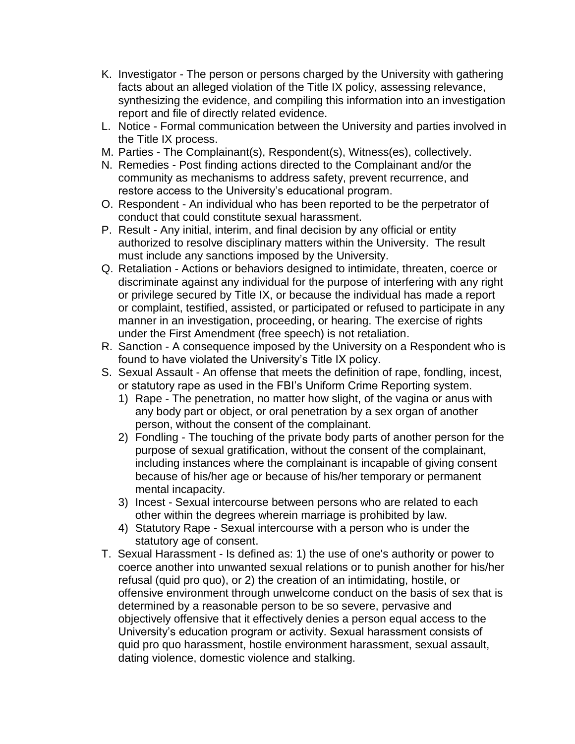K. Investigator - The person or persons charged by the University with gathering facts about an alleged violation of the Title IX policy, assessing relevance, synthesizing the evidence, and compiling this information into an investigation report and file of directly related evidence.

L. Notice - Formal communication between the University and parties involved in the Title IX process.

M. Parties - The Complainant(s), Respondent(s), Witness(es), collectively.

N. Remedies - Post finding actions directed to the Complainant and/or the community as mechanisms to address safety, prevent recurrence, and restore access to the University's educational program.

O. Respondent - An individual who has been reported to be the perpetrator of conduct that could constitute sexual harassment.

P. Result - Any initial, interim, and final decision by any official or entity authorized to resolve disciplinary matters within the University. The result must include any sanctions imposed by the University.

Q. Retaliation - Actions or behaviors designed to intimidate, threaten, coerce or discriminate against any individual for the purpose of interfering with any right or privilege secured by Title IX, or because the individual has made a report or complaint, testified, assisted, or participated or refused to participate in any manner in an investigation, proceeding, or hearing. The exercise of rights under the First Amendment (free speech) is not retaliation.

R. Sanction - A consequence imposed by the University on a Respondent who is found to have violated the University's Title IX policy.

S. Sexual Assault - An offense that meets the definition of rape, fondling, incest, or statutory rape as used in the FBI's Uniform Crime Reporting system.
   1) Rape - The penetration, no matter how slight, of the vagina or anus with any body part or object, or oral penetration by a sex organ of another person, without the consent of the complainant.
   2) Fondling - The touching of the private body parts of another person for the purpose of sexual gratification, without the consent of the complainant, including instances where the complainant is incapable of giving consent because of his/her age or because of his/her temporary or permanent mental incapacity.
   3) Incest - Sexual intercourse between persons who are related to each other within the degrees wherein marriage is prohibited by law.
   4) Statutory Rape - Sexual intercourse with a person who is under the statutory age of consent.

T. Sexual Harassment - Is defined as: 1) the use of one's authority or power to coerce another into unwanted sexual relations or to punish another for his/her refusal (quid pro quo), or 2) the creation of an intimidating, hostile, or offensive environment through unwelcome conduct on the basis of sex that is determined by a reasonable person to be so severe, pervasive and objectively offensive that it effectively denies a person equal access to the University's education program or activity. Sexual harassment consists of quid pro quo harassment, hostile environment harassment, sexual assault, dating violence, domestic violence and stalking.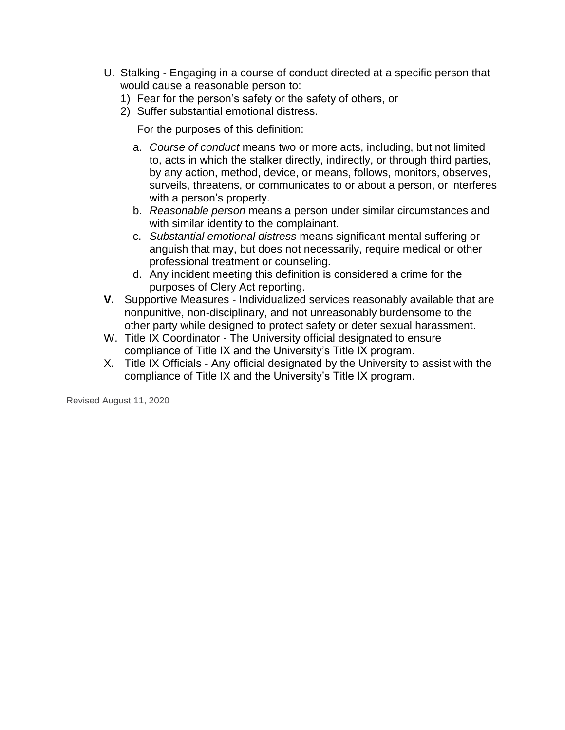U. Stalking - Engaging in a course of conduct directed at a specific person that would cause a reasonable person to:
   1) Fear for the person's safety or the safety of others, or
   2) Suffer substantial emotional distress.

   For the purposes of this definition:

   a. *Course of conduct* means two or more acts, including, but not limited to, acts in which the stalker directly, indirectly, or through third parties, by any action, method, device, or means, follows, monitors, observes, surveils, threatens, or communicates to or about a person, or interferes with a person's property.
   b. *Reasonable person* means a person under similar circumstances and with similar identity to the complainant.
   c. *Substantial emotional distress* means significant mental suffering or anguish that may, but does not necessarily, require medical or other professional treatment or counseling.
   d. Any incident meeting this definition is considered a crime for the purposes of Clery Act reporting.

**V.** Supportive Measures - Individualized services reasonably available that are nonpunitive, non-disciplinary, and not unreasonably burdensome to the other party while designed to protect safety or deter sexual harassment.

W. Title IX Coordinator - The University official designated to ensure compliance of Title IX and the University's Title IX program.

X. Title IX Officials - Any official designated by the University to assist with the compliance of Title IX and the University's Title IX program.

Revised August 11, 2020